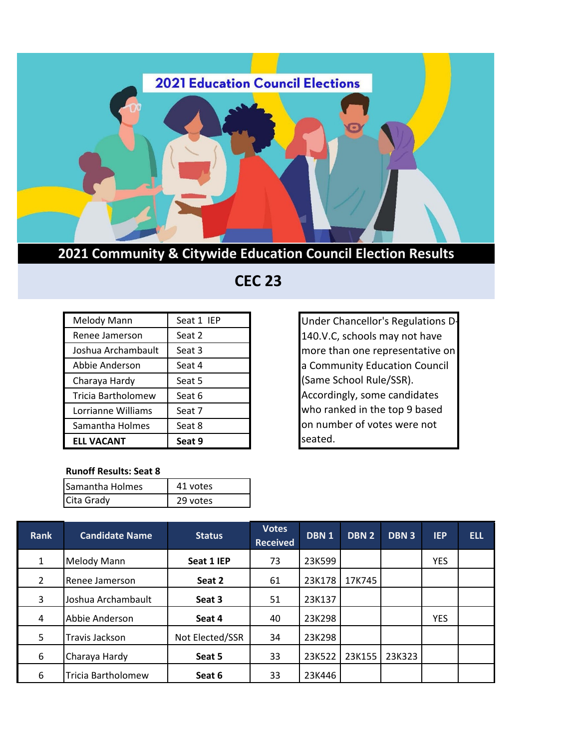# 2021 Education Council Elections

## 2021 Community & Citywide Education Council Election Results

## CEC 23

| | |
|---|---|
| Melody Mann | Seat 1 IEP |
| Renee Jamerson | Seat 2 |
| Joshua Archambault | Seat 3 |
| Abbie Anderson | Seat 4 |
| Charaya Hardy | Seat 5 |
| Tricia Bartholomew | Seat 6 |
| Lorrianne Williams | Seat 7 |
| Samantha Holmes | Seat 8 |
| **ELL VACANT** | **Seat 9** |

Under Chancellor's Regulations D-140.V.C, schools may not have more than one representative on a Community Education Council (Same School Rule/SSR). Accordingly, some candidates who ranked in the top 9 based on number of votes were not seated.

**Runoff Results: Seat 8**

| | |
|---|---|
| Samantha Holmes | 41 votes |
| Cita Grady | 29 votes |

| Rank | Candidate Name | Status | Votes Received | DBN 1 | DBN 2 | DBN 3 | IEP | ELL |
|---|---|---|---|---|---|---|---|---|
| 1 | Melody Mann | **Seat 1 IEP** | 73 | 23K599 | | | YES | |
| 2 | Renee Jamerson | **Seat 2** | 61 | 23K178 | 17K745 | | | |
| 3 | Joshua Archambault | **Seat 3** | 51 | 23K137 | | | | |
| 4 | Abbie Anderson | **Seat 4** | 40 | 23K298 | | | YES | |
| 5 | Travis Jackson | Not Elected/SSR | 34 | 23K298 | | | | |
| 6 | Charaya Hardy | **Seat 5** | 33 | 23K522 | 23K155 | 23K323 | | |
| 6 | Tricia Bartholomew | **Seat 6** | 33 | 23K446 | | | | |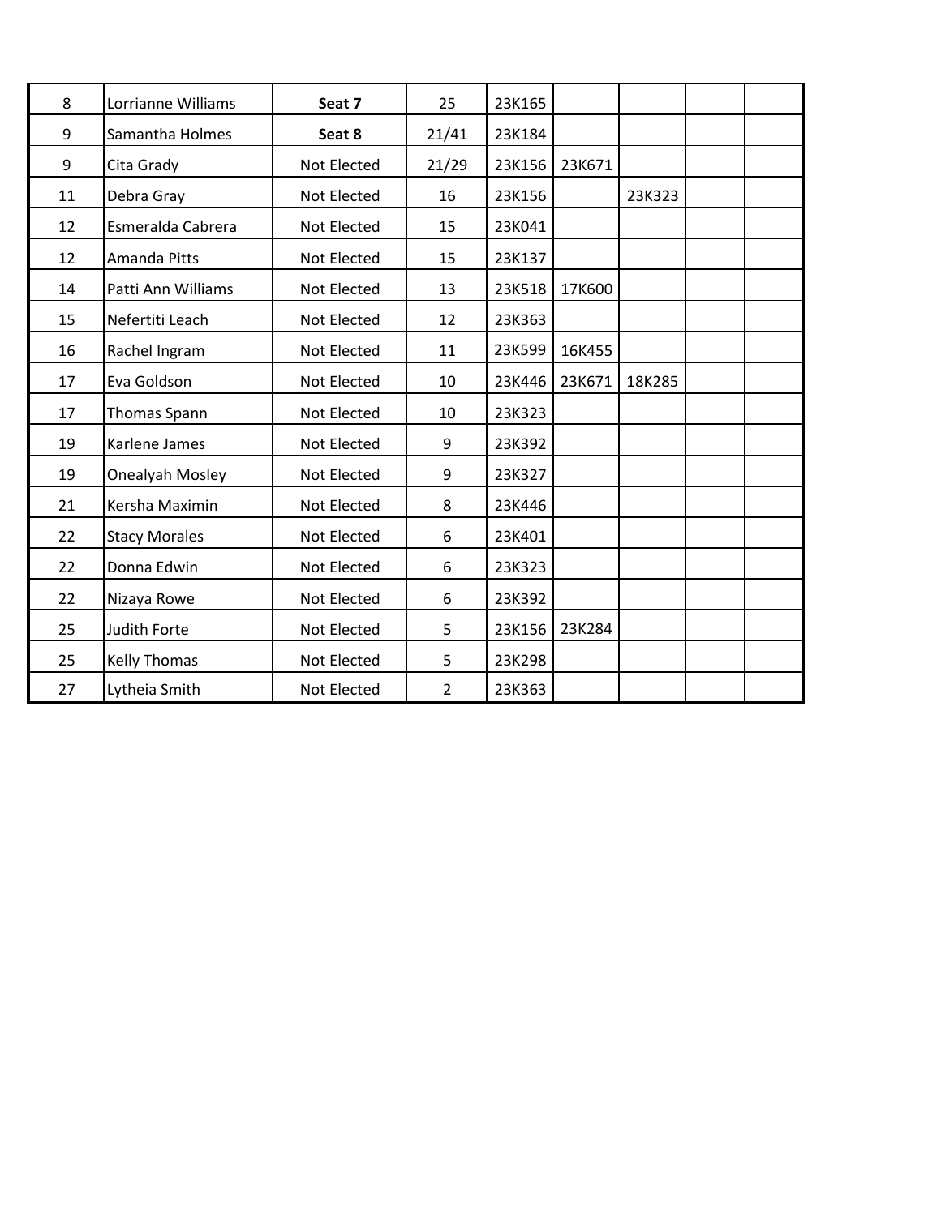| | | | | | | | | |
|---|---|---|---|---|---|---|---|---|
| 8 | Lorrianne Williams | **Seat 7** | 25 | 23K165 | | | | |
| 9 | Samantha Holmes | **Seat 8** | 21/41 | 23K184 | | | | |
| 9 | Cita Grady | Not Elected | 21/29 | 23K156 | 23K671 | | | |
| 11 | Debra Gray | Not Elected | 16 | 23K156 | | 23K323 | | |
| 12 | Esmeralda Cabrera | Not Elected | 15 | 23K041 | | | | |
| 12 | Amanda Pitts | Not Elected | 15 | 23K137 | | | | |
| 14 | Patti Ann Williams | Not Elected | 13 | 23K518 | 17K600 | | | |
| 15 | Nefertiti Leach | Not Elected | 12 | 23K363 | | | | |
| 16 | Rachel Ingram | Not Elected | 11 | 23K599 | 16K455 | | | |
| 17 | Eva Goldson | Not Elected | 10 | 23K446 | 23K671 | 18K285 | | |
| 17 | Thomas Spann | Not Elected | 10 | 23K323 | | | | |
| 19 | Karlene James | Not Elected | 9 | 23K392 | | | | |
| 19 | Onealyah Mosley | Not Elected | 9 | 23K327 | | | | |
| 21 | Kersha Maximin | Not Elected | 8 | 23K446 | | | | |
| 22 | Stacy Morales | Not Elected | 6 | 23K401 | | | | |
| 22 | Donna Edwin | Not Elected | 6 | 23K323 | | | | |
| 22 | Nizaya Rowe | Not Elected | 6 | 23K392 | | | | |
| 25 | Judith Forte | Not Elected | 5 | 23K156 | 23K284 | | | |
| 25 | Kelly Thomas | Not Elected | 5 | 23K298 | | | | |
| 27 | Lytheia Smith | Not Elected | 2 | 23K363 | | | | |